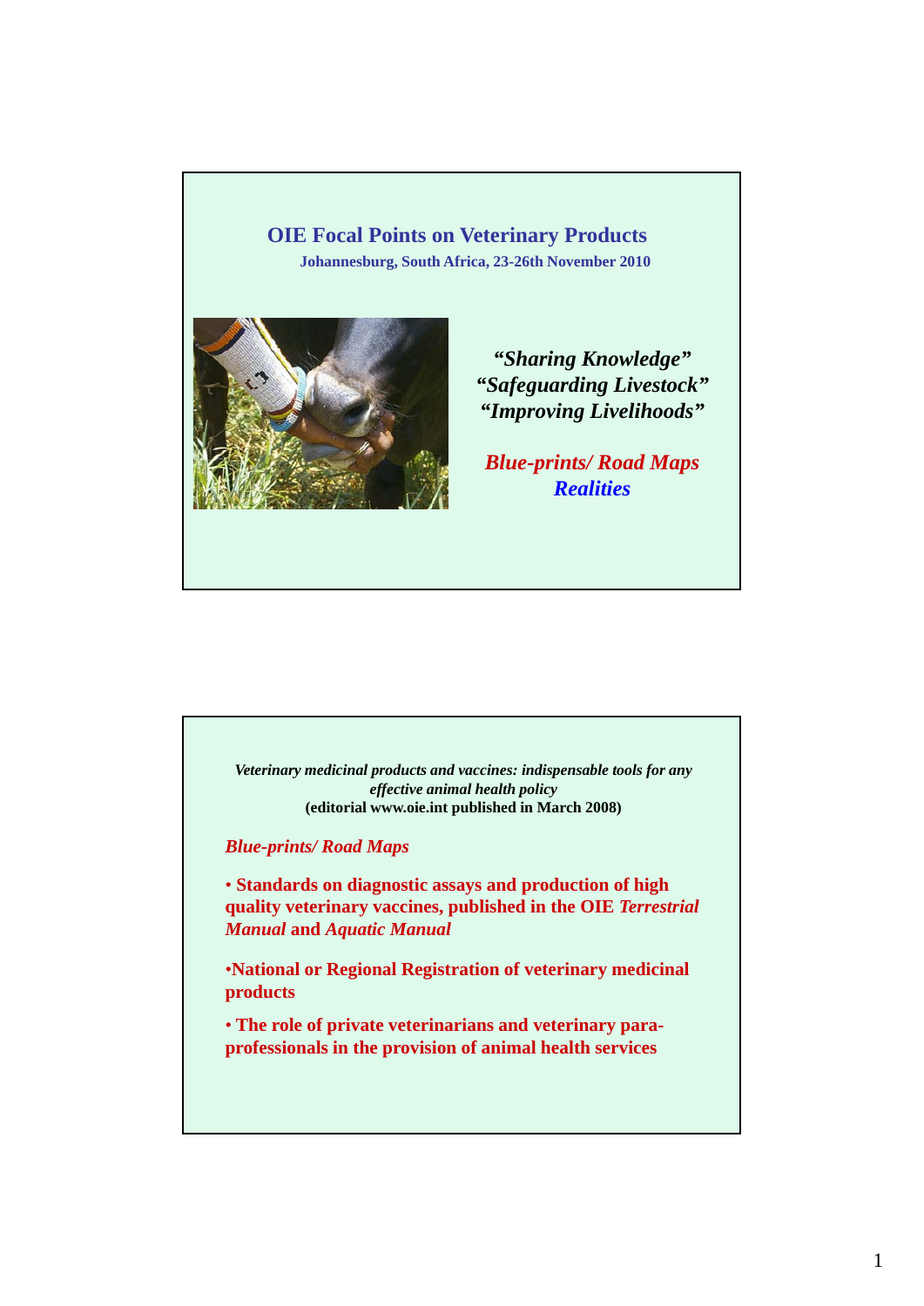# OIE Focal Points on Veterinary Products

**Johannesburg, South Africa, 23-26th November 2010**

*"Sharing Knowledge"*
*"Safeguarding Livestock"*
*"Improving Livelihoods"*

***Blue-prints/ Road Maps***
***Realities***

---

*Veterinary medicinal products and vaccines: indispensable tools for any effective animal health policy*
**(editorial www.oie.int published in March 2008)**

***Blue-prints/ Road Maps***

- **Standards on diagnostic assays and production of high quality veterinary vaccines, published in the OIE *Terrestrial Manual* and *Aquatic Manual***
- **National or Regional Registration of veterinary medicinal products**
- **The role of private veterinarians and veterinary para-professionals in the provision of animal health services**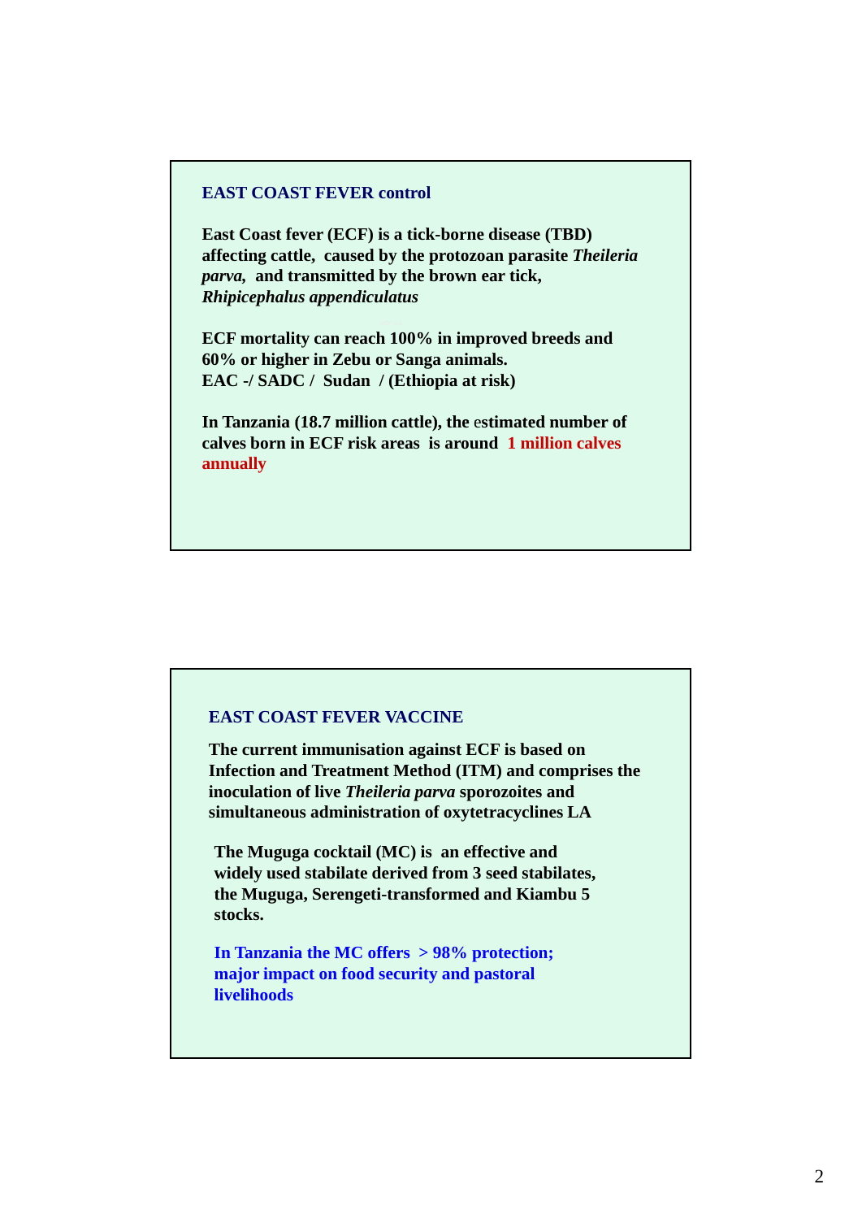## EAST COAST FEVER control

East Coast fever (ECF) is a tick-borne disease (TBD) affecting cattle, caused by the protozoan parasite *Theileria parva*, and transmitted by the brown ear tick, *Rhipicephalus appendiculatus*

ECF mortality can reach 100% in improved breeds and 60% or higher in Zebu or Sanga animals.
EAC -/ SADC / Sudan / (Ethiopia at risk)

In Tanzania (18.7 million cattle), the estimated number of calves born in ECF risk areas is around 1 million calves annually

## EAST COAST FEVER VACCINE

The current immunisation against ECF is based on Infection and Treatment Method (ITM) and comprises the inoculation of live *Theileria parva* sporozoites and simultaneous administration of oxytetracyclines LA

The Muguga cocktail (MC) is an effective and widely used stabilate derived from 3 seed stabilates, the Muguga, Serengeti-transformed and Kiambu 5 stocks.

In Tanzania the MC offers > 98% protection; major impact on food security and pastoral livelihoods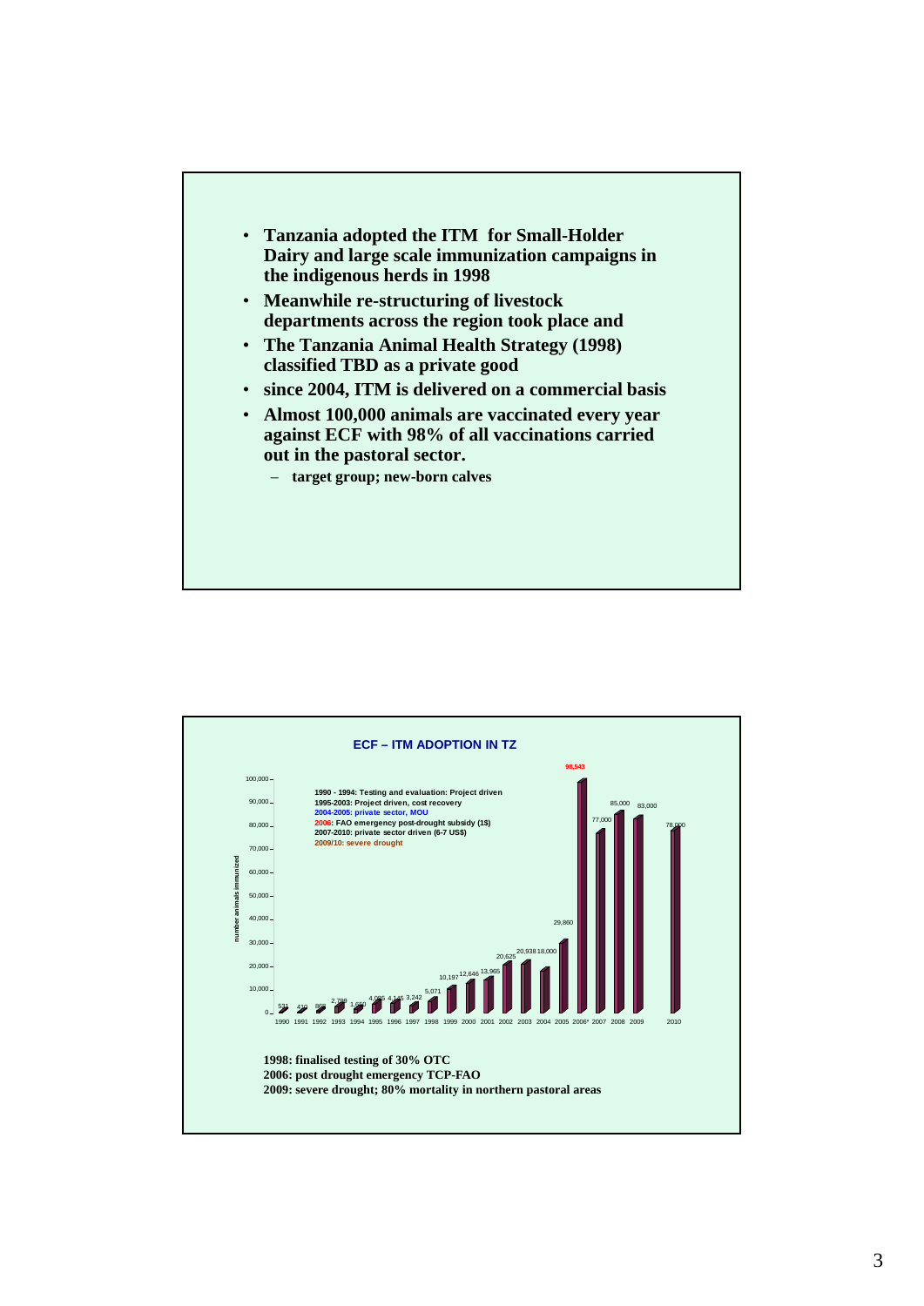- **Tanzania adopted the ITM for Small-Holder Dairy and large scale immunization campaigns in the indigenous herds in 1998**
- **Meanwhile re-structuring of livestock departments across the region took place and**
- **The Tanzania Animal Health Strategy (1998) classified TBD as a private good**
- **since 2004, ITM is delivered on a commercial basis**
- **Almost 100,000 animals are vaccinated every year against ECF with 98% of all vaccinations carried out in the pastoral sector.**
  - **target group; new-born calves**

## ECF – ITM ADOPTION IN TZ

1990 - 1994: Testing and evaluation: Project driven
1995-2003: Project driven, cost recovery
2004-2005: private sector, MOU
2006: FAO emergency post-drought subsidy (1$)
2007-2010: private sector driven (6-7 US$)
2009/10: severe drought

| Year | Number animals immunized |
| --- | --- |
| 1990 | 531 |
| 1991 | 410 |
| 1992 | 869 |
| 1993 | 2,799 |
| 1994 | 1,650 |
| 1995 | 4,095 |
| 1996 | 4,145 |
| 1997 | 3,242 |
| 1998 | 5,071 |
| 1999 | 10,197 |
| 2000 | 12,646 |
| 2001 | 13,965 |
| 2002 | 20,625 |
| 2003 | 20,938 |
| 2004 | 18,000 |
| 2005 | 29,860 |
| 2006* | 98,543 |
| 2007 | 77,000 |
| 2008 | 85,000 |
| 2009 | 83,000 |
| 2010 | 78,000 |

**1998: finalised testing of 30% OTC**
**2006: post drought emergency TCP-FAO**
**2009: severe drought; 80% mortality in northern pastoral areas**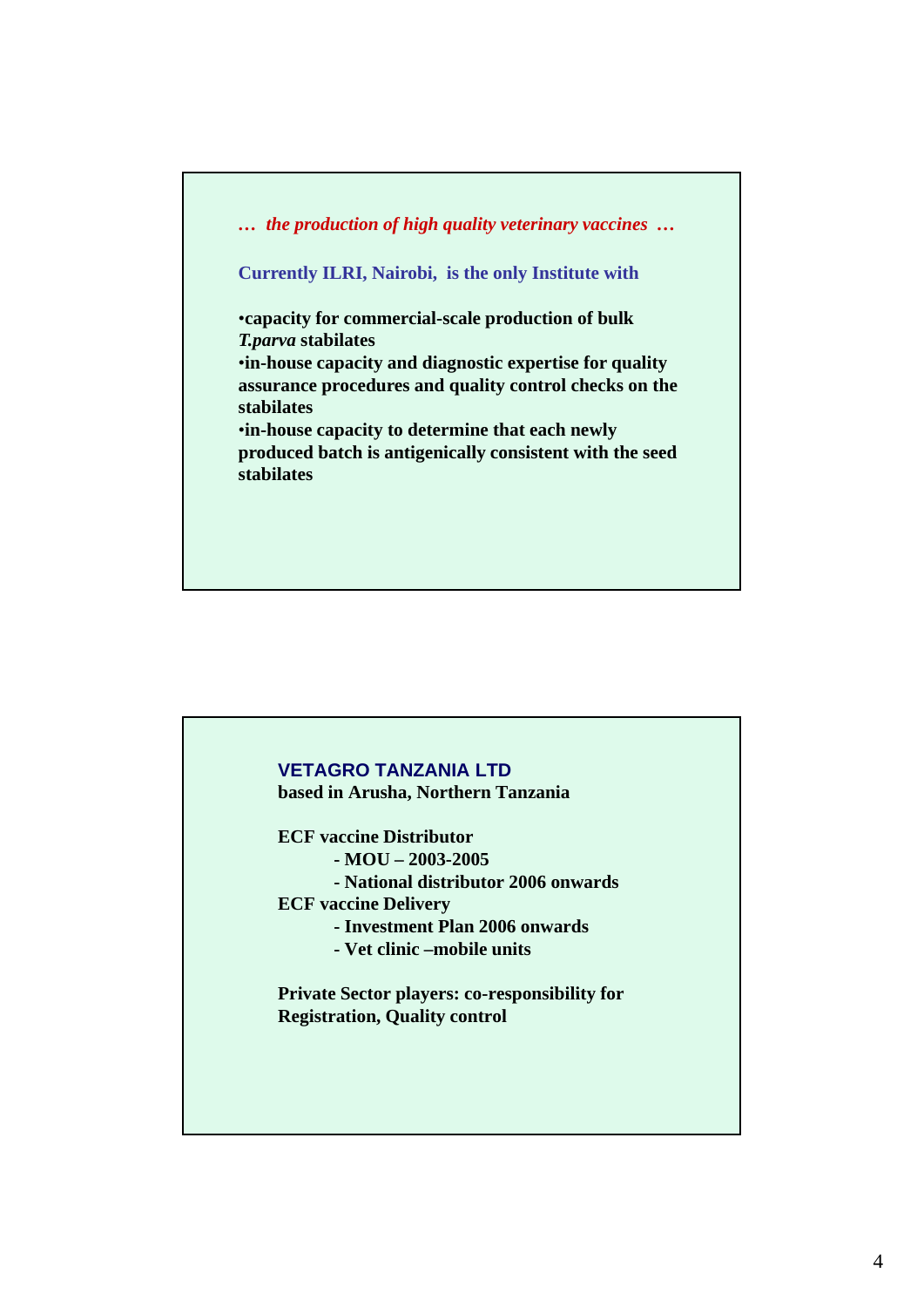*… the production of high quality veterinary vaccines …*

**Currently ILRI, Nairobi, is the only Institute with**

- **capacity for commercial-scale production of bulk *T.parva* stabilates**
- **in-house capacity and diagnostic expertise for quality assurance procedures and quality control checks on the stabilates**
- **in-house capacity to determine that each newly produced batch is antigenically consistent with the seed stabilates**

---

**VETAGRO TANZANIA LTD**
**based in Arusha, Northern Tanzania**

**ECF vaccine Distributor**
- **MOU – 2003-2005**
- **National distributor 2006 onwards**

**ECF vaccine Delivery**
- **Investment Plan 2006 onwards**
- **Vet clinic –mobile units**

**Private Sector players: co-responsibility for Registration, Quality control**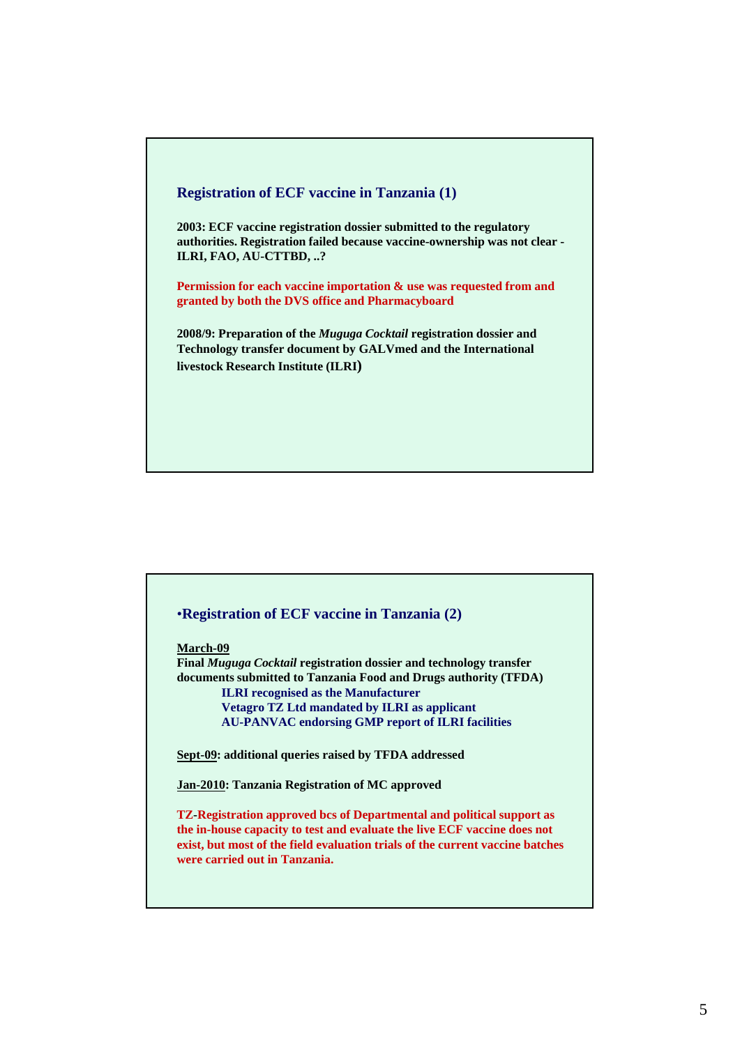## Registration of ECF vaccine in Tanzania (1)

**2003: ECF vaccine registration dossier submitted to the regulatory authorities. Registration failed because vaccine-ownership was not clear - ILRI, FAO, AU-CTTBD, ..?**

**Permission for each vaccine importation & use was requested from and granted by both the DVS office and Pharmacyboard**

**2008/9: Preparation of the *Muguga Cocktail* registration dossier and Technology transfer document by GALVmed and the International livestock Research Institute (ILRI)**

## •Registration of ECF vaccine in Tanzania (2)

**March-09**
**Final *Muguga Cocktail* registration dossier and technology transfer documents submitted to Tanzania Food and Drugs authority (TFDA)**

- **ILRI recognised as the Manufacturer**
- **Vetagro TZ Ltd mandated by ILRI as applicant**
- **AU-PANVAC endorsing GMP report of ILRI facilities**

**Sept-09: additional queries raised by TFDA addressed**

**Jan-2010: Tanzania Registration of MC approved**

**TZ-Registration approved bcs of Departmental and political support as the in-house capacity to test and evaluate the live ECF vaccine does not exist, but most of the field evaluation trials of the current vaccine batches were carried out in Tanzania.**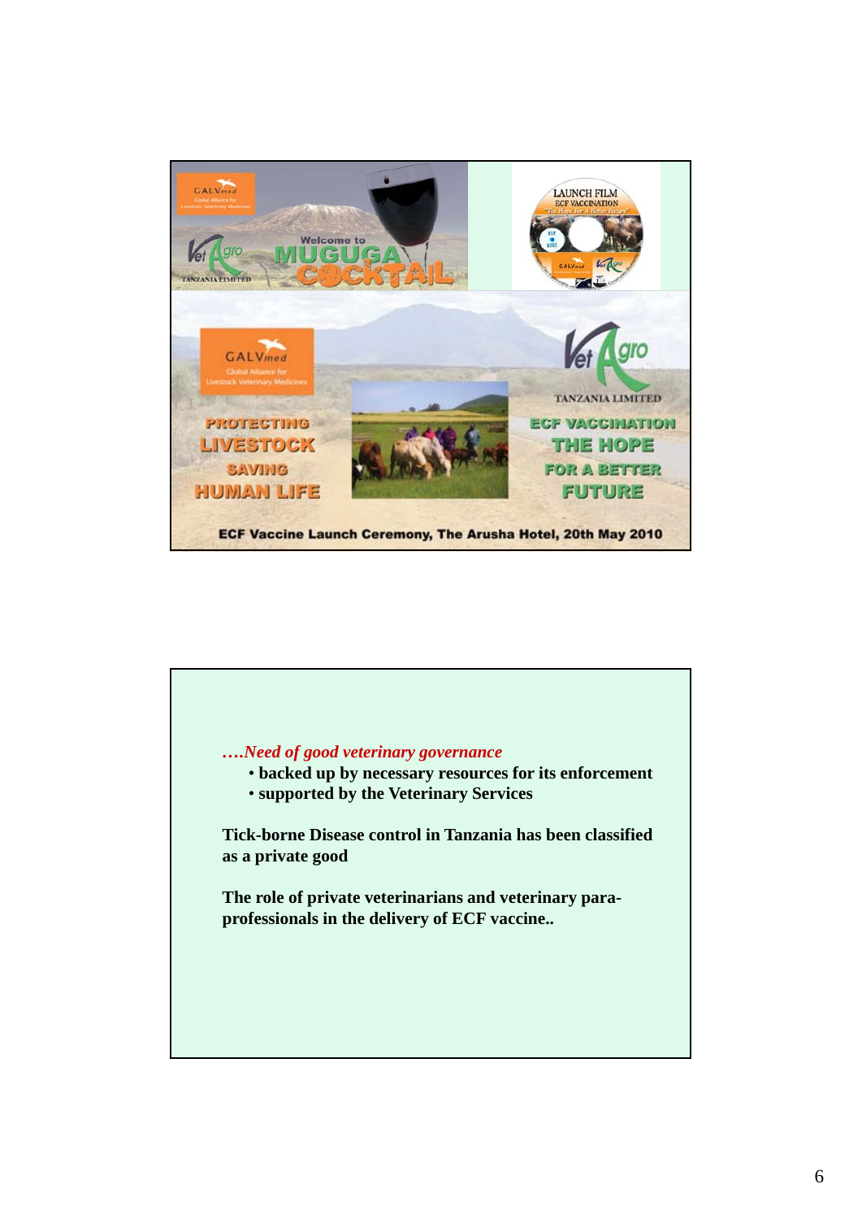PROTECTING LIVESTOCK SAVING HUMAN LIFE

ECF VACCINATION THE HOPE FOR A BETTER FUTURE

ECF Vaccine Launch Ceremony, The Arusha Hotel, 20th May 2010

*….Need of good veterinary governance*

- **backed up by necessary resources for its enforcement**
- **supported by the Veterinary Services**

**Tick-borne Disease control in Tanzania has been classified as a private good**

**The role of private veterinarians and veterinary para-professionals in the delivery of ECF vaccine..**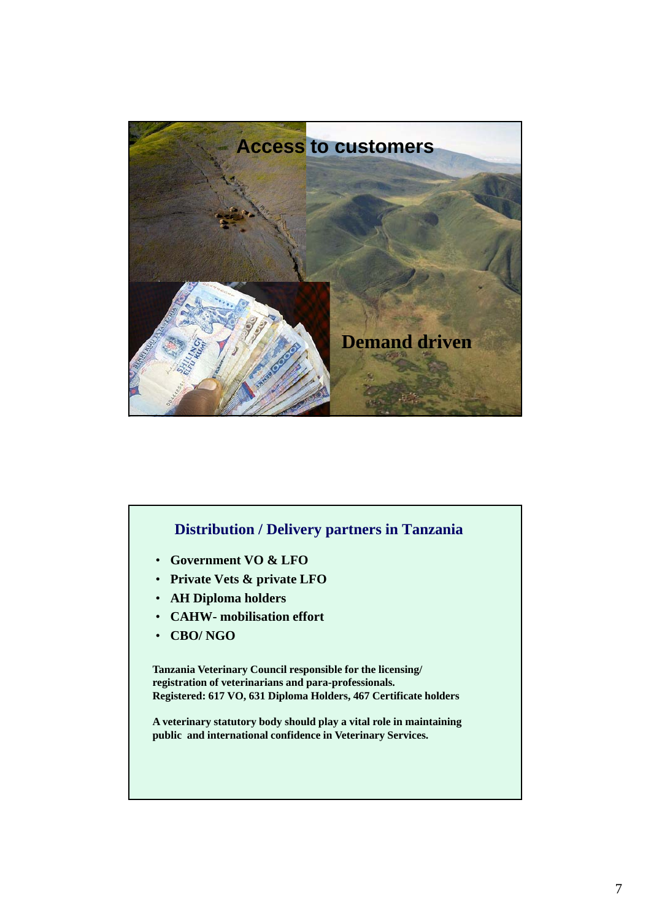Access to customers

Demand driven

## Distribution / Delivery partners in Tanzania

- **Government VO & LFO**
- **Private Vets & private LFO**
- **AH Diploma holders**
- **CAHW- mobilisation effort**
- **CBO/ NGO**

**Tanzania Veterinary Council responsible for the licensing/ registration of veterinarians and para-professionals.**
**Registered: 617 VO, 631 Diploma Holders, 467 Certificate holders**

**A veterinary statutory body should play a vital role in maintaining public and international confidence in Veterinary Services.**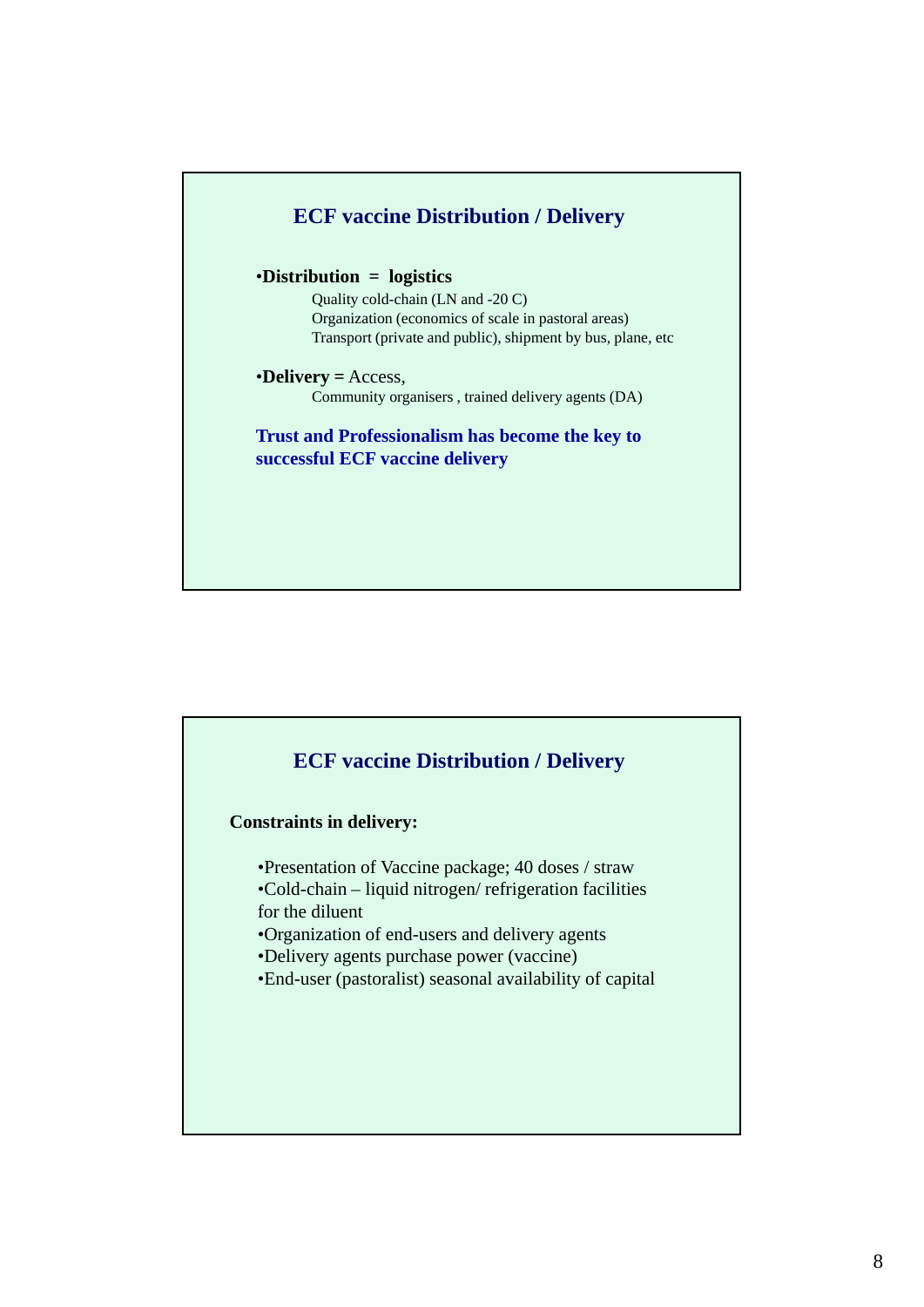## ECF vaccine Distribution / Delivery

- **Distribution = logistics**
  - Quality cold-chain (LN and -20 C)
  - Organization (economics of scale in pastoral areas)
  - Transport (private and public), shipment by bus, plane, etc
- **Delivery =** Access,
  - Community organisers , trained delivery agents (DA)

**Trust and Professionalism has become the key to successful ECF vaccine delivery**

## ECF vaccine Distribution / Delivery

**Constraints in delivery:**

- Presentation of Vaccine package; 40 doses / straw
- Cold-chain – liquid nitrogen/ refrigeration facilities for the diluent
- Organization of end-users and delivery agents
- Delivery agents purchase power (vaccine)
- End-user (pastoralist) seasonal availability of capital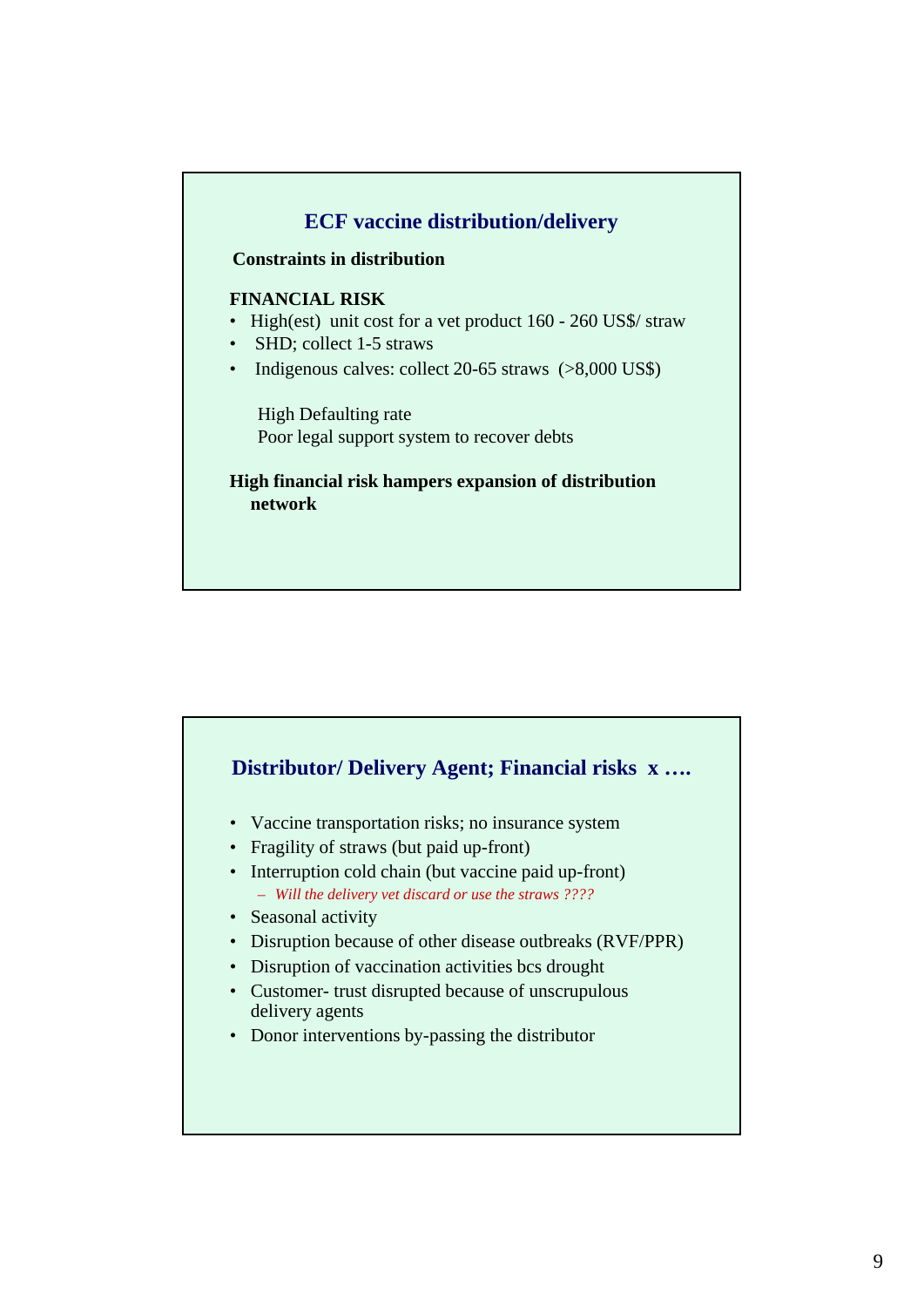## ECF vaccine distribution/delivery

**Constraints in distribution**

**FINANCIAL RISK**

- High(est) unit cost for a vet product 160 - 260 US$/ straw
- SHD; collect 1-5 straws
- Indigenous calves: collect 20-65 straws (>8,000 US$)

High Defaulting rate
Poor legal support system to recover debts

**High financial risk hampers expansion of distribution network**

## Distributor/ Delivery Agent; Financial risks x ….

- Vaccine transportation risks; no insurance system
- Fragility of straws (but paid up-front)
- Interruption cold chain (but vaccine paid up-front)
  - *Will the delivery vet discard or use the straws ????*
- Seasonal activity
- Disruption because of other disease outbreaks (RVF/PPR)
- Disruption of vaccination activities bcs drought
- Customer- trust disrupted because of unscrupulous delivery agents
- Donor interventions by-passing the distributor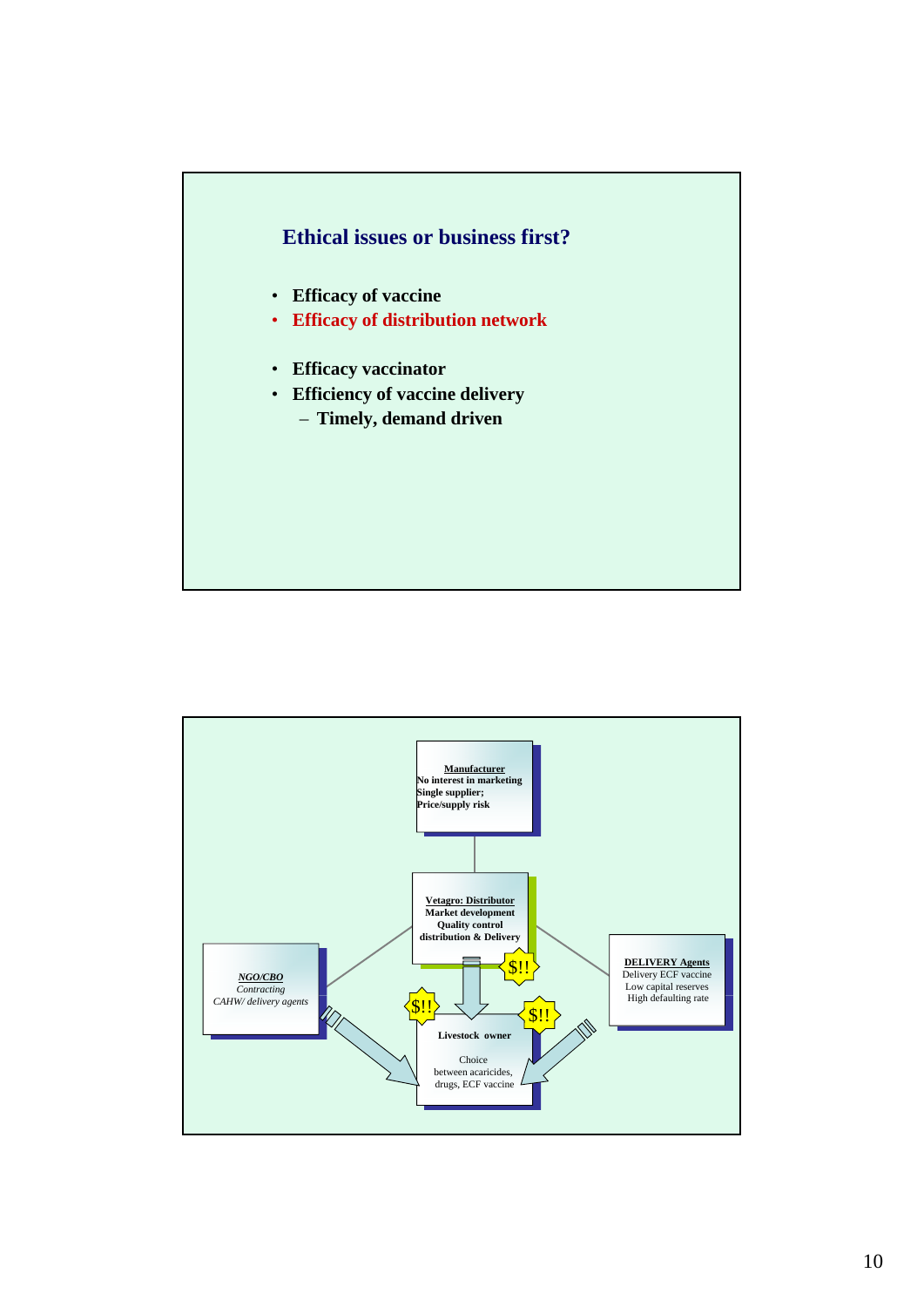## Ethical issues or business first?

- Efficacy of vaccine
- Efficacy of distribution network

- Efficacy vaccinator
- Efficiency of vaccine delivery
  - Timely, demand driven

**Manufacturer**
No interest in marketing
Single supplier;
Price/supply risk

**Vetagro: Distributor**
Market development
Quality control
distribution & Delivery

***NGO/CBO***
*Contracting*
*CAHW/ delivery agents*

**DELIVERY Agents**
Delivery ECF vaccine
Low capital reserves
High defaulting rate

**Livestock owner**
Choice
between acaricides,
drugs, ECF vaccine

$!!

$!!

$!!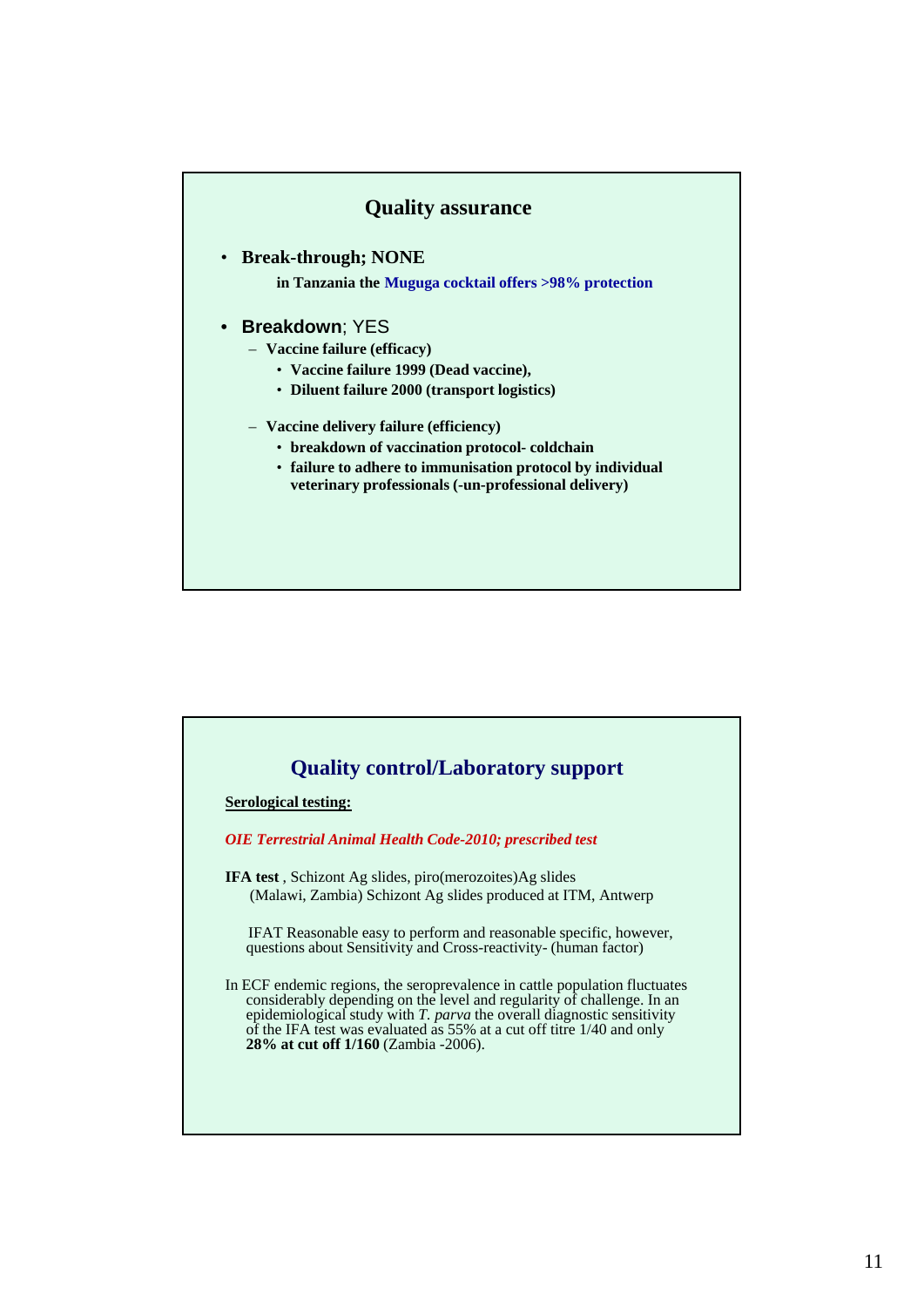## Quality assurance

- **Break-through; NONE**

  **in Tanzania the Muguga cocktail offers >98% protection**

- **Breakdown**; YES
  - **Vaccine failure (efficacy)**
    - **Vaccine failure 1999 (Dead vaccine),**
    - **Diluent failure 2000 (transport logistics)**
  - **Vaccine delivery failure (efficiency)**
    - **breakdown of vaccination protocol- coldchain**
    - **failure to adhere to immunisation protocol by individual veterinary professionals (-un-professional delivery)**

## Quality control/Laboratory support

**Serological testing:**

*OIE Terrestrial Animal Health Code-2010; prescribed test*

**IFA test** , Schizont Ag slides, piro(merozoites)Ag slides
(Malawi, Zambia) Schizont Ag slides produced at ITM, Antwerp

IFAT Reasonable easy to perform and reasonable specific, however, questions about Sensitivity and Cross-reactivity- (human factor)

In ECF endemic regions, the seroprevalence in cattle population fluctuates considerably depending on the level and regularity of challenge. In an epidemiological study with *T. parva* the overall diagnostic sensitivity of the IFA test was evaluated as 55% at a cut off titre 1/40 and only **28% at cut off 1/160** (Zambia -2006).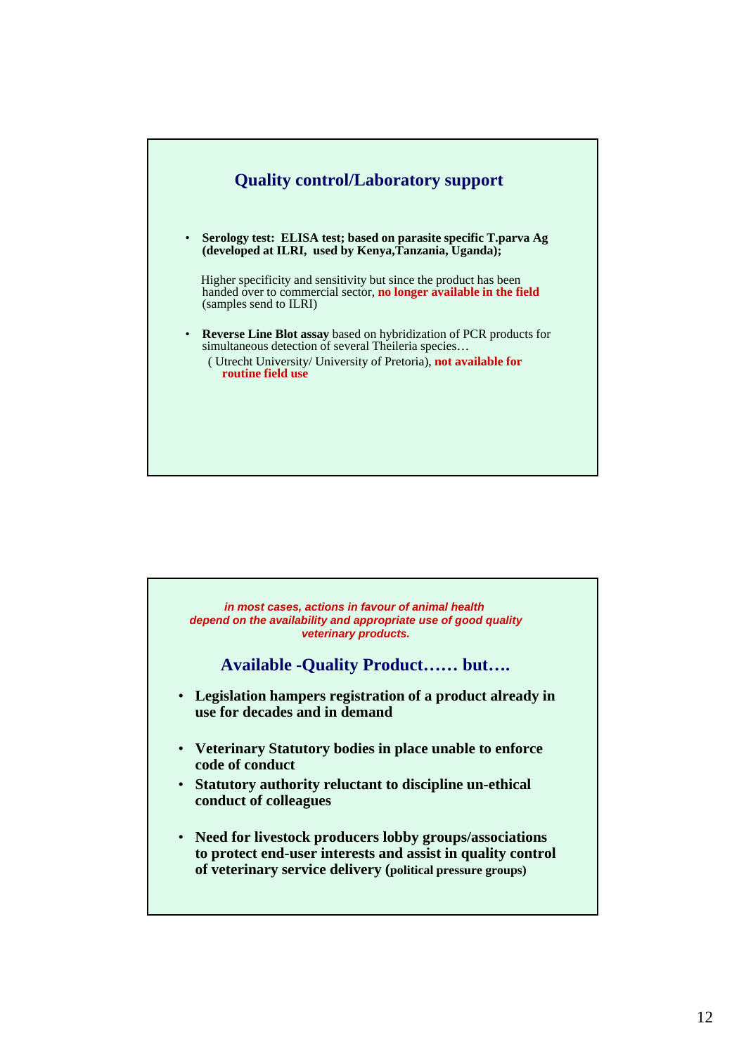## Quality control/Laboratory support

- **Serology test: ELISA test; based on parasite specific T.parva Ag (developed at ILRI, used by Kenya,Tanzania, Uganda);**

  Higher specificity and sensitivity but since the product has been handed over to commercial sector, **no longer available in the field** (samples send to ILRI)

- **Reverse Line Blot assay** based on hybridization of PCR products for simultaneous detection of several Theileria species…

  ( Utrecht University/ University of Pretoria), **not available for routine field use**

***in most cases, actions in favour of animal health depend on the availability and appropriate use of good quality veterinary products.***

## Available -Quality Product…… but….

- **Legislation hampers registration of a product already in use for decades and in demand**
- **Veterinary Statutory bodies in place unable to enforce code of conduct**
- **Statutory authority reluctant to discipline un-ethical conduct of colleagues**
- **Need for livestock producers lobby groups/associations to protect end-user interests and assist in quality control of veterinary service delivery (political pressure groups)**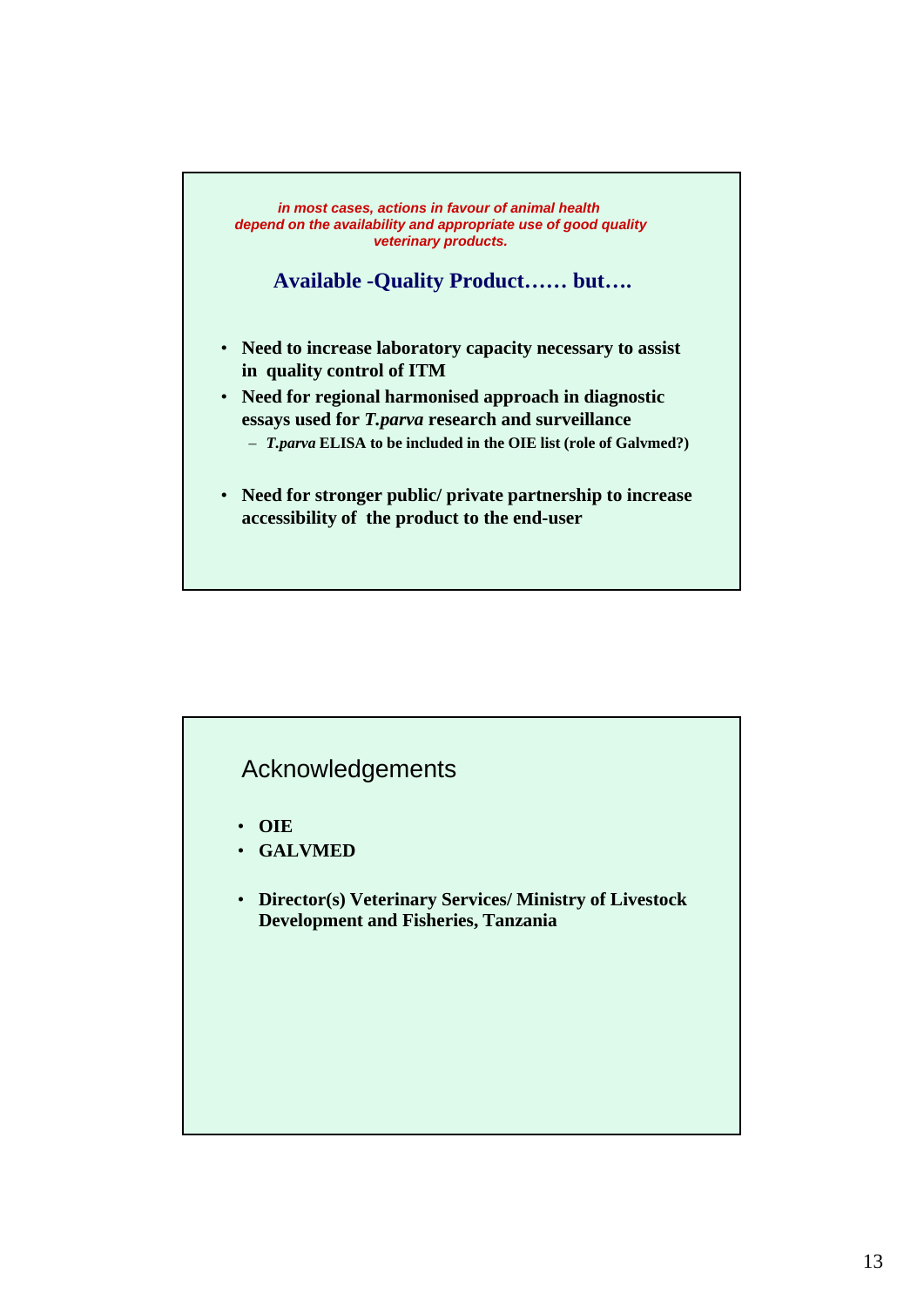*in most cases, actions in favour of animal health depend on the availability and appropriate use of good quality veterinary products.*

## Available -Quality Product…… but….

- **Need to increase laboratory capacity necessary to assist in quality control of ITM**
- **Need for regional harmonised approach in diagnostic essays used for *T.parva* research and surveillance**
  - ***T.parva* ELISA to be included in the OIE list (role of Galvmed?)**
- **Need for stronger public/ private partnership to increase accessibility of the product to the end-user**

## Acknowledgements

- **OIE**
- **GALVMED**
- **Director(s) Veterinary Services/ Ministry of Livestock Development and Fisheries, Tanzania**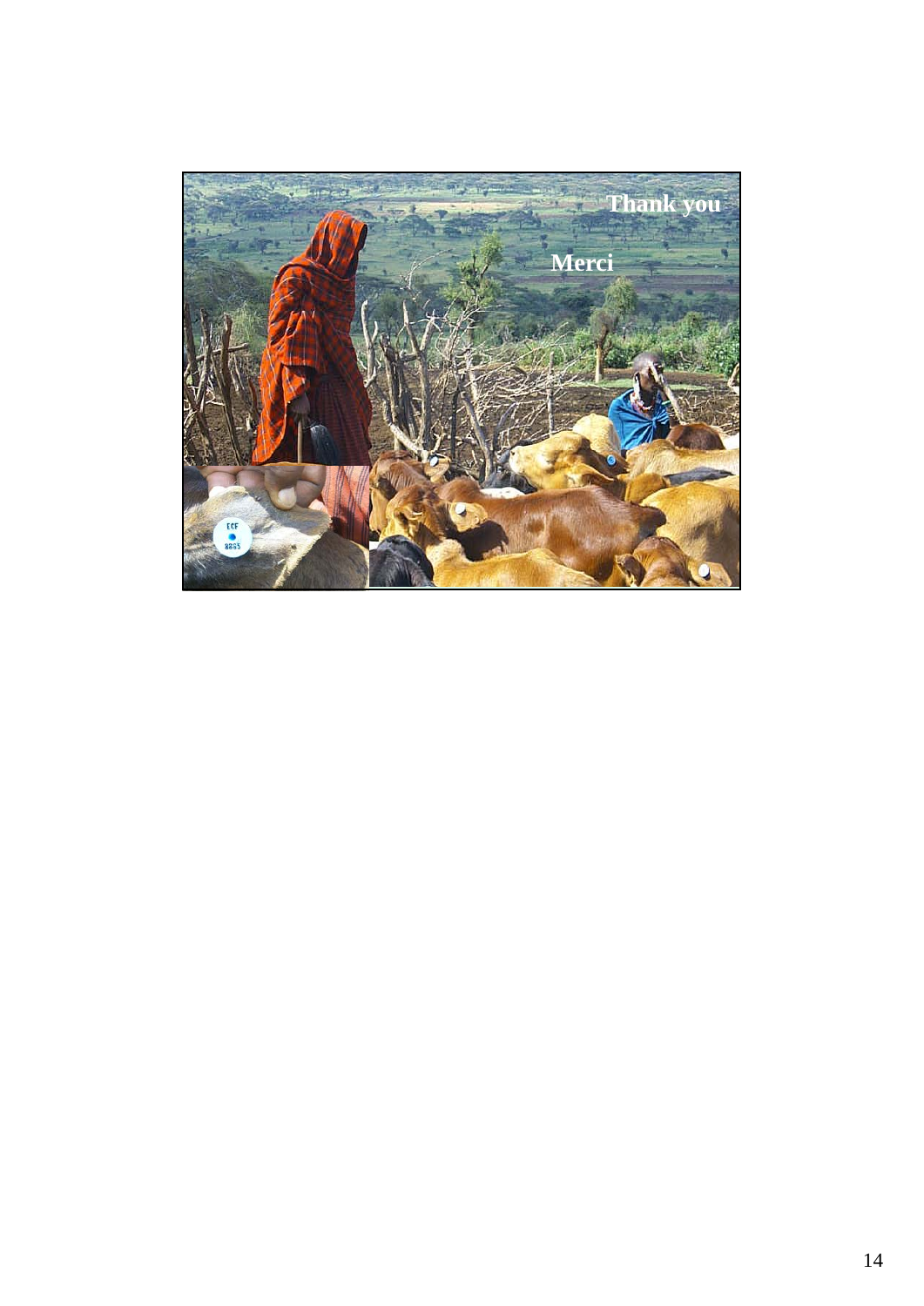Thank you

Merci